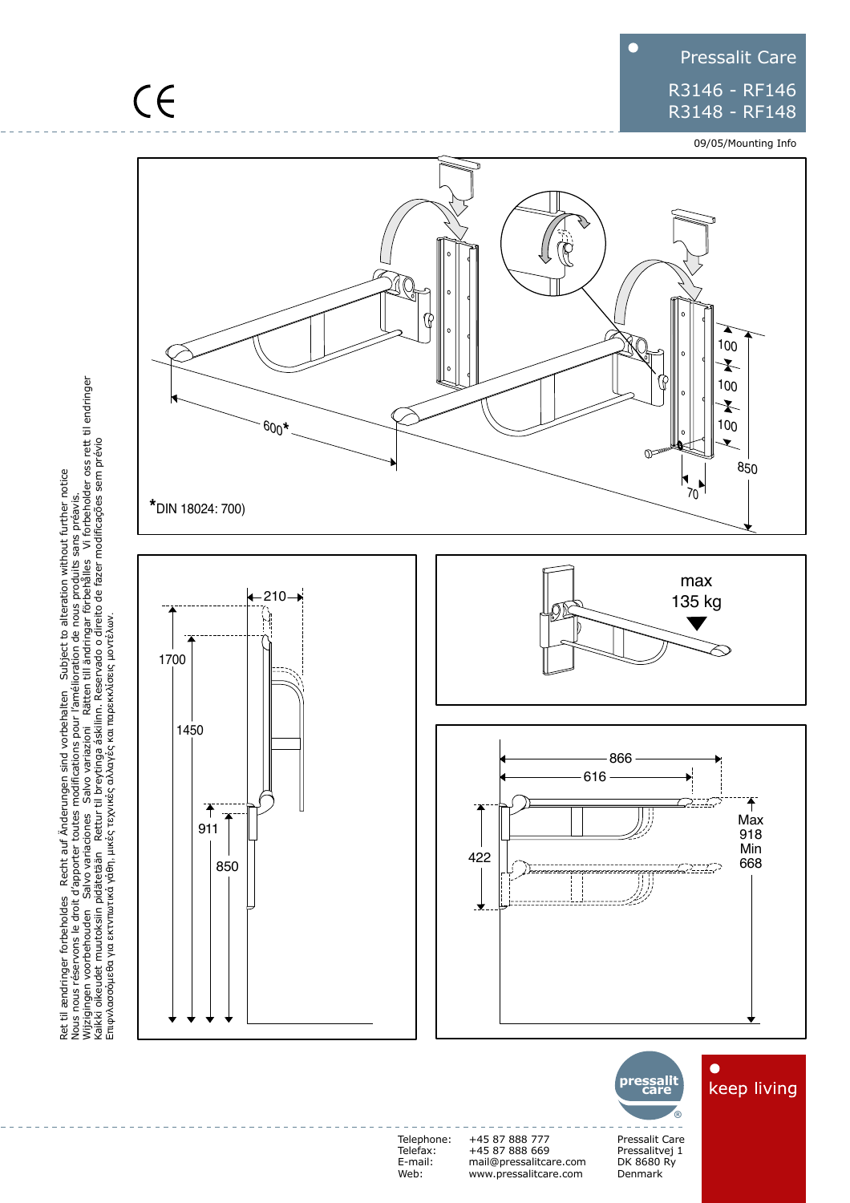# Pressalit Care

R3146 - RF146
R3148 - RF148

09/05/Mounting Info

100
100
100
850
70
600*

*DIN 18024: 700)

210
1700
1450
911
850

max
135 kg

866
616
422
Max 918
Min 668

Ret til ændringer forbeholdes   Recht auf Änderungen sind vorbehalten   Subject to alteration without further notice
Nous nous réservons le droit d'apporter toutes modifications pour l'amélioration de nous produits sans préavis.
Wijzigingen voorbehouden   Salvo variaciones   Salvo variazioni   Rätten till ändringar förbehålles   Vi forbeholder oss rett til endringer
Kaikki oikeudet muutoksiin pidätetään   Rettur til breytinga áskilinn. Reservado o direito de fazer modificações sem prévio
Επιφυλασσόμεθα για εκτυπωτικά λάθη, μικές τεχνικές αλλαγές και παρεκκλίσεις μοντέλων.

pressalit care

keep living

| | | |
|---|---|---|
| Telephone: | +45 87 888 777 | Pressalit Care |
| Telefax: | +45 87 888 669 | Pressalitvej 1 |
| E-mail: | mail@pressalitcare.com | DK 8680 Ry |
| Web: | www.pressalitcare.com | Denmark |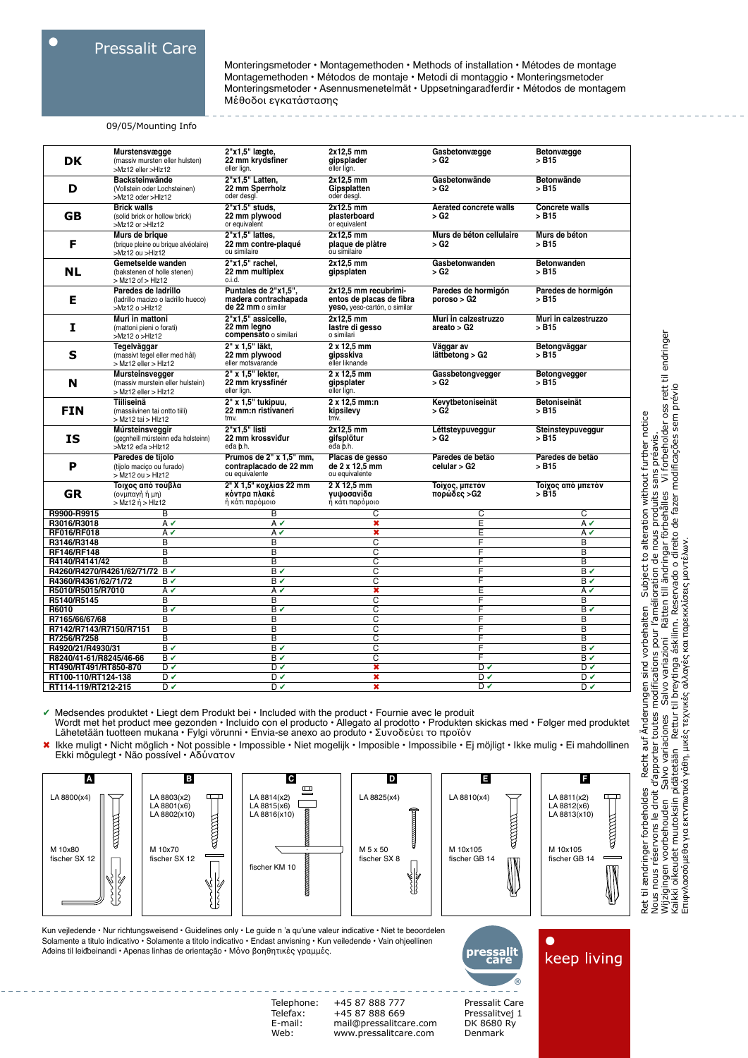# Pressalit Care

Monteringsmetoder • Montagemethoden • Methods of installation • Métodes de montage
Montagemethoden • Métodos de montaje • Metodi di montaggio • Monteringsmetoder
Monteringsmetoder • Asennusmenetelmät • Uppsetningaraðferðir • Métodos de montagem
Μέθοδοι εγκατάστασης

09/05/Mounting Info

| | | | | | |
|---|---|---|---|---|---|
| **DK** | **Murstensvægge** (massiv mursten eller hulsten) >Mz12 eller >Hlz12 | **2"x1,5" lægte, 22 mm krydsfiner** eller lign. | **2x12,5 mm gipsplader** eller lign. | **Gasbetonvægge > G2** | **Betonvægge > B15** |
| **D** | **Backsteinwände** (Vollstein oder Lochsteinen) >Mz12 oder >Hlz12 | **2"x1,5" Latten, 22 mm Sperrholz** oder desgl. | **2x12,5 mm Gipsplatten** oder desgl. | **Gasbetonwände > G2** | **Betonwände > B15** |
| **GB** | **Brick walls** (solid brick or hollow brick) >Mz12 or >Hlz12 | **2"x1.5" studs, 22 mm plywood** or equivalent | **2x12.5 mm plasterboard** or equivalent | **Aerated concrete walls > G2** | **Concrete walls > B15** |
| **F** | **Murs de brique** (brique pleine ou brique alvéolaire) >Mz12 ou >Hlz12 | **2"x1,5" lattes, 22 mm contre-plaqué** ou similaire | **2x12,5 mm plaque de plâtre** ou similaire | **Murs de béton cellulaire > G2** | **Murs de béton > B15** |
| **NL** | **Gemetselde wanden** (bakstenen of holle stenen) > Mz12 of > Hlz12 | **2"x1,5" rachel, 22 mm multiplex** o.i.d. | **2x12,5 mm gipsplaten** | **Gasbetonwanden > G2** | **Betonwanden > B15** |
| **E** | **Paredes de ladrillo** (ladrillo macizo o ladrillo hueco) >Mz12 o >Hlz12 | **Puntales de 2"x1,5", madera contrachapada de 22 mm** o similar | **2x12,5 mm recubrimientos de placas de fibra yeso,** yeso-cartón, o similar | **Paredes de hormigón poroso > G2** | **Paredes de hormigón > B15** |
| **I** | **Muri in mattoni** (mattoni pieni o forati) >Mz12 o >Hlz12 | **2"x1,5" assicelle, 22 mm legno compensato** o similari | **2x12,5 mm lastre di gesso** o similari | **Muri in calzestruzzo areato > G2** | **Muri in calzestruzzo > B15** |
| **S** | **Tegelväggar** (massivt tegel eller med hål) > Mz12 eller > Hlz12 | **2" x 1,5" läkt, 22 mm plywood** eller motsvarande | **2 x 12,5 mm gipsskiva** eller liknande | **Väggar av lättbetong > G2** | **Betongväggar > B15** |
| **N** | **Mursteinsvegger** (massiv murstein eller hulstein) > Mz12 eller > Hlz12 | **2" x 1,5" lekter, 22 mm kryssfinér** eller lign. | **2 x 12,5 mm gipsplater** eller lign. | **Gassbetongvegger > G2** | **Betongvegger > B15** |
| **FIN** | **Tiiliseinä** (massiivinen tai ontto tiili) > Mz12 tai > Hlz12 | **2" x 1,5" tukipuu, 22 mm:n ristivaneri** tmv. | **2 x 12,5 mm:n kipsilevy** tmv. | **Kevytbetoniseinät > G2** | **Betoniseinät > B15** |
| **IS** | **Múrsteinsveggir** (gegnheill múrsteinn eða holsteinn) >Mz12 eða >Hlz12 | **2"x1,5" listi 22 mm krossviður** eða þ.h. | **2x12,5 mm gifsplötur** eða þ.h. | **Léttsteypuveggur > G2** | **Steinsteypuveggur > B15** |
| **P** | **Paredes de tijolo** (tijolo maciço ou furado) > Mz12 ou > Hlz12 | **Prumos de 2" x 1,5", mm, contraplacado de 22 mm** ou equivalente | **Placas de gesso de 2 x 12,5 mm** ou equivalente | **Paredes de betão celular > G2** | **Paredes de betão > B15** |
| **GR** | **Τοίχος από τούβλα** (ονμπαγή ή μη) > Mz12 ή > Hlz12 | **2" X 1,5" κοχλίας 22 mm κόντρα πλακέ** ή κάτι παρόμοιο | **2 X 12,5 mm γυψοσανίδα** ή κάτι παρόμοιο | **Τοίχος, μπετόν πορώδες >G2** | **Τοίχος από μπετόν > B15** |
| R9900-R9915 | B | B | C | C | C |
| R3016/R3018 | A ✔ | A ✔ | ✖ | E | A ✔ |
| RF016/RF018 | A ✔ | A ✔ | ✖ | E | A ✔ |
| R3146/R3148 | B | B | C | F | B |
| RF146/RF148 | B | B | C | F | B |
| R4140/R4141/42 | B | B | C | F | B |
| R4260/R4270/R4261/62/71/72 | B ✔ | B ✔ | C | F | B ✔ |
| R4360/R4361/62/71/72 | B ✔ | B ✔ | C | F | B ✔ |
| R5010/R5015/R7010 | A ✔ | A ✔ | ✖ | E | A ✔ |
| R5140/R5145 | B | B | C | F | B |
| R6010 | B ✔ | B ✔ | C | F | B ✔ |
| R7165/66/67/68 | B | B | C | F | B |
| R7142/R7143/R7150/R7151 | B | B | C | F | B |
| R7256/R7258 | B | B | C | F | B |
| R4920/21/R4930/31 | B ✔ | B ✔ | C | F | B ✔ |
| R8240/41-61/R8245/46-66 | B ✔ | B ✔ | C | F | B ✔ |
| RT490/RT491/RT850-870 | D ✔ | D ✔ | ✖ | D ✔ | D ✔ |
| RT100-110/RT124-138 | D ✔ | D ✔ | ✖ | D ✔ | D ✔ |
| RT114-119/RT212-215 | D ✔ | D ✔ | ✖ | D ✔ | D ✔ |

✔ Medsendes produktet • Liegt dem Produkt bei • Included with the product • Fournie avec le produit
Wordt met het product mee gezonden • Incluido con el producto • Allegato al prodotto • Produkten skickas med • Følger med produktet
Lähetetään tuotteen mukana • Fylgi vörunni • Envia-se anexo ao produto • Συνοδεύει το προϊόν

✖ Ikke muligt • Nicht möglich • Not possible • Impossible • Niet mogelijk • Imposible • Impossibile • Ej möjligt • Ikke mulig • Ei mahdollinen
Ekki mögulegt • Não possível • Αδύνατον

**A**
LA 8800(x4)
M 10x80
fischer SX 12

**B**
LA 8803(x2)
LA 8801(x6)
LA 8802(x10)
M 10x70
fischer SX 12

**C**
LA 8814(x2)
LA 8815(x6)
LA 8816(x10)
fischer KM 10

**D**
LA 8825(x4)
M 5 x 50
fischer SX 8

**E**
LA 8810(x4)
M 10x105
fischer GB 14

**F**
LA 8811(x2)
LA 8812(x6)
LA 8813(x10)
M 10x105
fischer GB 14

Kun vejledende • Nur richtungsweisend • Guidelines only • Le guide n 'a qu'une valeur indicative • Niet te beoordelen
Solamente a titulo indicativo • Solamente a titolo indicativo • Endast anvisning • Kun veiledende • Vain ohjeellinen
Adeins til leiðbeinandi • Apenas linhas de orientação • Μόνο βοηθητικές γραμμές.

Ret til ændringer forbeholdes Recht auf Änderungen sind vorbehalten Subject to alteration without further notice
Nous nous réservons le droit d'apporter toutes modifications pour l'amélioration de nous produits sans préavis.
Wijzigingen voorbehouden Salvo variaciones Salvo variazioni Rätten till ändringar förbehålles Vi forbeholder oss rett til endringer
Kaikki oikeudet muutoksiin pidätetään Réttur til breytinga áskilinn. Reservado o direito de fazer modificações sem prévio
Επιφυλασσόμεθα για εκτυπωτικά λάθη, μικές τεχνικές αλλαγές και παρεκκλίσεις μοντέλων.

pressalit care®

keep living

Telephone: +45 87 888 777
Telefax: +45 87 888 669
E-mail: mail@pressalitcare.com
Web: www.pressalitcare.com

Pressalit Care
Pressalitvej 1
DK 8680 Ry
Denmark